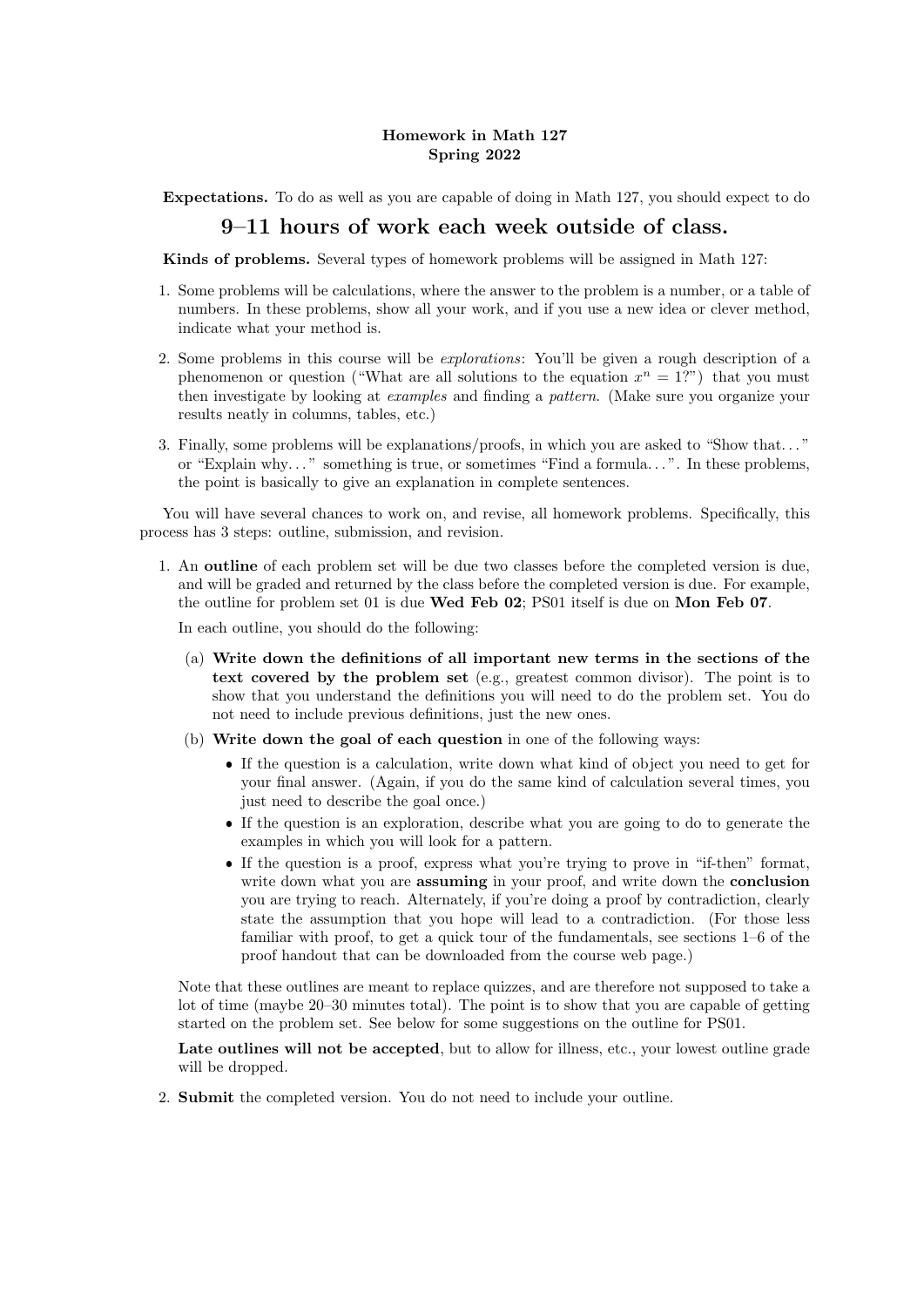**Homework in Math 127**
**Spring 2022**

**Expectations.** To do as well as you are capable of doing in Math 127, you should expect to do

## 9–11 hours of work each week outside of class.

**Kinds of problems.** Several types of homework problems will be assigned in Math 127:

1. Some problems will be calculations, where the answer to the problem is a number, or a table of numbers. In these problems, show all your work, and if you use a new idea or clever method, indicate what your method is.
2. Some problems in this course will be *explorations*: You'll be given a rough description of a phenomenon or question ("What are all solutions to the equation $x^n = 1$?") that you must then investigate by looking at *examples* and finding a *pattern*. (Make sure you organize your results neatly in columns, tables, etc.)
3. Finally, some problems will be explanations/proofs, in which you are asked to "Show that..." or "Explain why..." something is true, or sometimes "Find a formula...". In these problems, the point is basically to give an explanation in complete sentences.

You will have several chances to work on, and revise, all homework problems. Specifically, this process has 3 steps: outline, submission, and revision.

1. An **outline** of each problem set will be due two classes before the completed version is due, and will be graded and returned by the class before the completed version is due. For example, the outline for problem set 01 is due **Wed Feb 02**; PS01 itself is due on **Mon Feb 07**.

   In each outline, you should do the following:

   (a) **Write down the definitions of all important new terms in the sections of the text covered by the problem set** (e.g., greatest common divisor). The point is to show that you understand the definitions you will need to do the problem set. You do not need to include previous definitions, just the new ones.

   (b) **Write down the goal of each question** in one of the following ways:

   - If the question is a calculation, write down what kind of object you need to get for your final answer. (Again, if you do the same kind of calculation several times, you just need to describe the goal once.)
   - If the question is an exploration, describe what you are going to do to generate the examples in which you will look for a pattern.
   - If the question is a proof, express what you're trying to prove in "if-then" format, write down what you are **assuming** in your proof, and write down the **conclusion** you are trying to reach. Alternately, if you're doing a proof by contradiction, clearly state the assumption that you hope will lead to a contradiction. (For those less familiar with proof, to get a quick tour of the fundamentals, see sections 1–6 of the proof handout that can be downloaded from the course web page.)

   Note that these outlines are meant to replace quizzes, and are therefore not supposed to take a lot of time (maybe 20–30 minutes total). The point is to show that you are capable of getting started on the problem set. See below for some suggestions on the outline for PS01.

   **Late outlines will not be accepted**, but to allow for illness, etc., your lowest outline grade will be dropped.

2. **Submit** the completed version. You do not need to include your outline.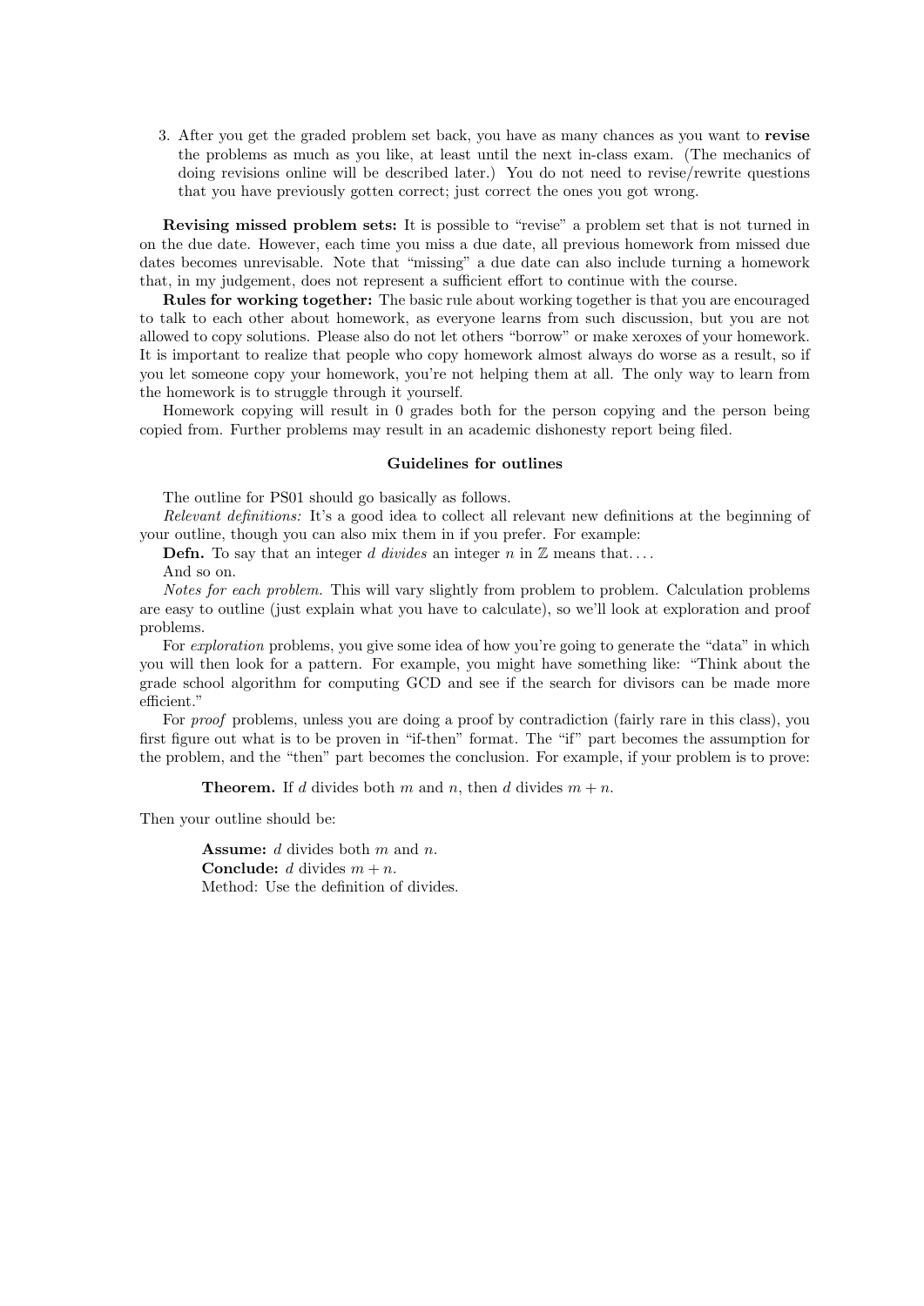3. After you get the graded problem set back, you have as many chances as you want to **revise** the problems as much as you like, at least until the next in-class exam. (The mechanics of doing revisions online will be described later.) You do not need to revise/rewrite questions that you have previously gotten correct; just correct the ones you got wrong.

**Revising missed problem sets:** It is possible to "revise" a problem set that is not turned in on the due date. However, each time you miss a due date, all previous homework from missed due dates becomes unrevisable. Note that "missing" a due date can also include turning a homework that, in my judgement, does not represent a sufficient effort to continue with the course.

**Rules for working together:** The basic rule about working together is that you are encouraged to talk to each other about homework, as everyone learns from such discussion, but you are not allowed to copy solutions. Please also do not let others "borrow" or make xeroxes of your homework. It is important to realize that people who copy homework almost always do worse as a result, so if you let someone copy your homework, you're not helping them at all. The only way to learn from the homework is to struggle through it yourself.

Homework copying will result in 0 grades both for the person copying and the person being copied from. Further problems may result in an academic dishonesty report being filed.

### Guidelines for outlines

The outline for PS01 should go basically as follows.

*Relevant definitions:* It's a good idea to collect all relevant new definitions at the beginning of your outline, though you can also mix them in if you prefer. For example:

**Defn.** To say that an integer $d$ *divides* an integer $n$ in $\mathbb{Z}$ means that....

And so on.

*Notes for each problem.* This will vary slightly from problem to problem. Calculation problems are easy to outline (just explain what you have to calculate), so we'll look at exploration and proof problems.

For *exploration* problems, you give some idea of how you're going to generate the "data" in which you will then look for a pattern. For example, you might have something like: "Think about the grade school algorithm for computing GCD and see if the search for divisors can be made more efficient."

For *proof* problems, unless you are doing a proof by contradiction (fairly rare in this class), you first figure out what is to be proven in "if-then" format. The "if" part becomes the assumption for the problem, and the "then" part becomes the conclusion. For example, if your problem is to prove:

> **Theorem.** If $d$ divides both $m$ and $n$, then $d$ divides $m + n$.

Then your outline should be:

> **Assume:** $d$ divides both $m$ and $n$.
> **Conclude:** $d$ divides $m + n$.
> Method: Use the definition of divides.